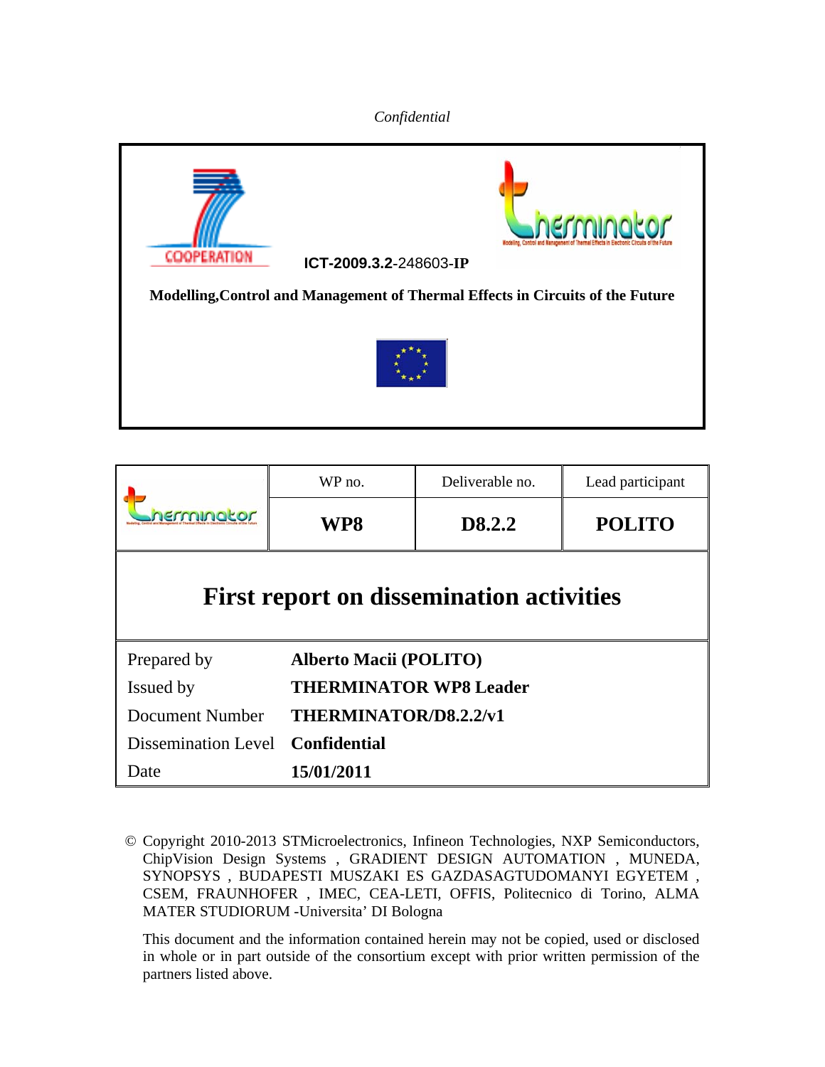*Confidential*

**ICT-2009.3.2**-248603-**IP**

**Modelling,Control and Management of Thermal Effects in Circuits of the Future**

| | WP no. | Deliverable no. | Lead participant |
|---|---|---|---|
| | **WP8** | **D8.2.2** | **POLITO** |

# First report on dissemination activities

| | |
|---|---|
| Prepared by | **Alberto Macii (POLITO)** |
| Issued by | **THERMINATOR WP8 Leader** |
| Document Number | **THERMINATOR/D8.2.2/v1** |
| Dissemination Level | **Confidential** |
| Date | **15/01/2011** |

© Copyright 2010-2013 STMicroelectronics, Infineon Technologies, NXP Semiconductors, ChipVision Design Systems , GRADIENT DESIGN AUTOMATION , MUNEDA, SYNOPSYS , BUDAPESTI MUSZAKI ES GAZDASAGTUDOMANYI EGYETEM , CSEM, FRAUNHOFER , IMEC, CEA-LETI, OFFIS, Politecnico di Torino, ALMA MATER STUDIORUM -Universita' DI Bologna

This document and the information contained herein may not be copied, used or disclosed in whole or in part outside of the consortium except with prior written permission of the partners listed above.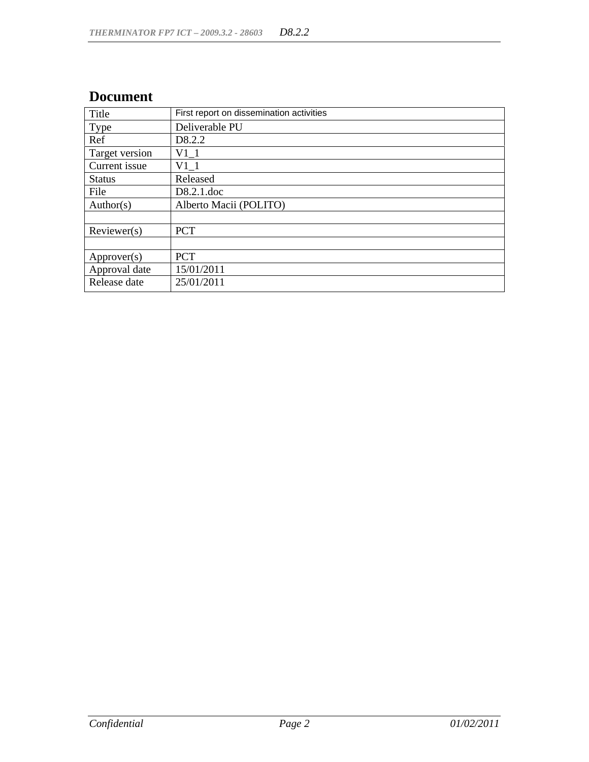## Document

| Title | First report on dissemination activities |
|---|---|
| Type | Deliverable PU |
| Ref | D8.2.2 |
| Target version | V1_1 |
| Current issue | V1_1 |
| Status | Released |
| File | D8.2.1.doc |
| Author(s) | Alberto Macii (POLITO) |
| | |
| Reviewer(s) | PCT |
| | |
| Approver(s) | PCT |
| Approval date | 15/01/2011 |
| Release date | 25/01/2011 |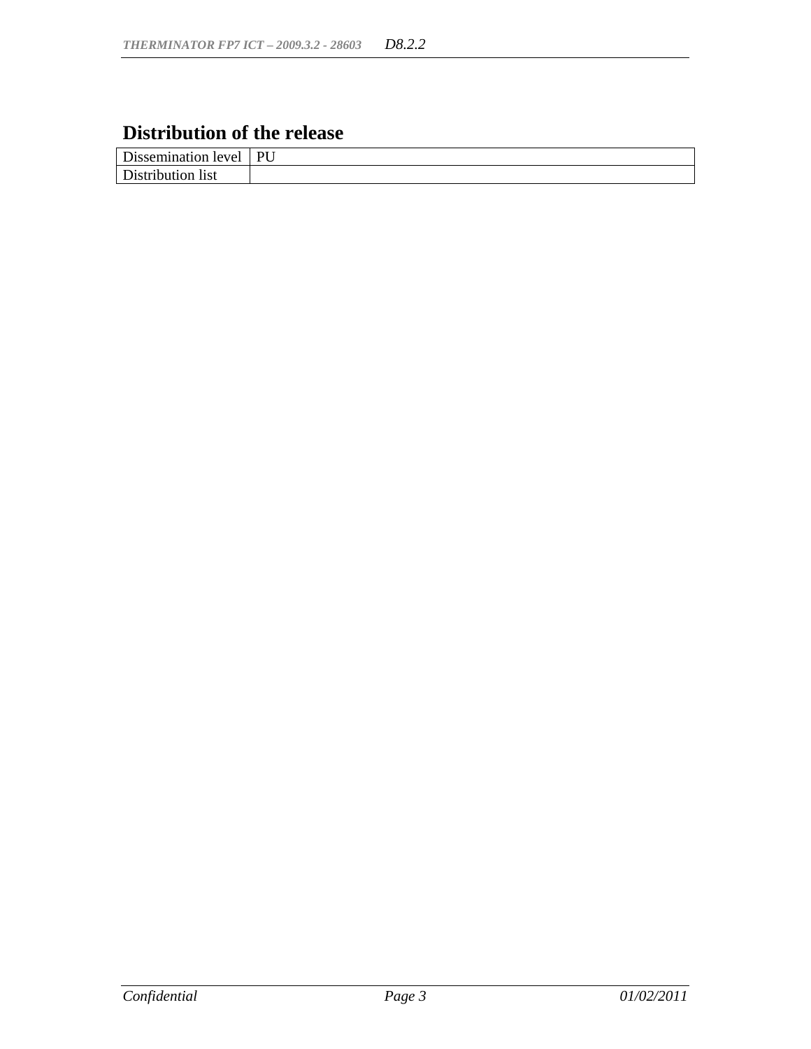# Distribution of the release

| Dissemination level | PU |
|---|---|
| Distribution list | |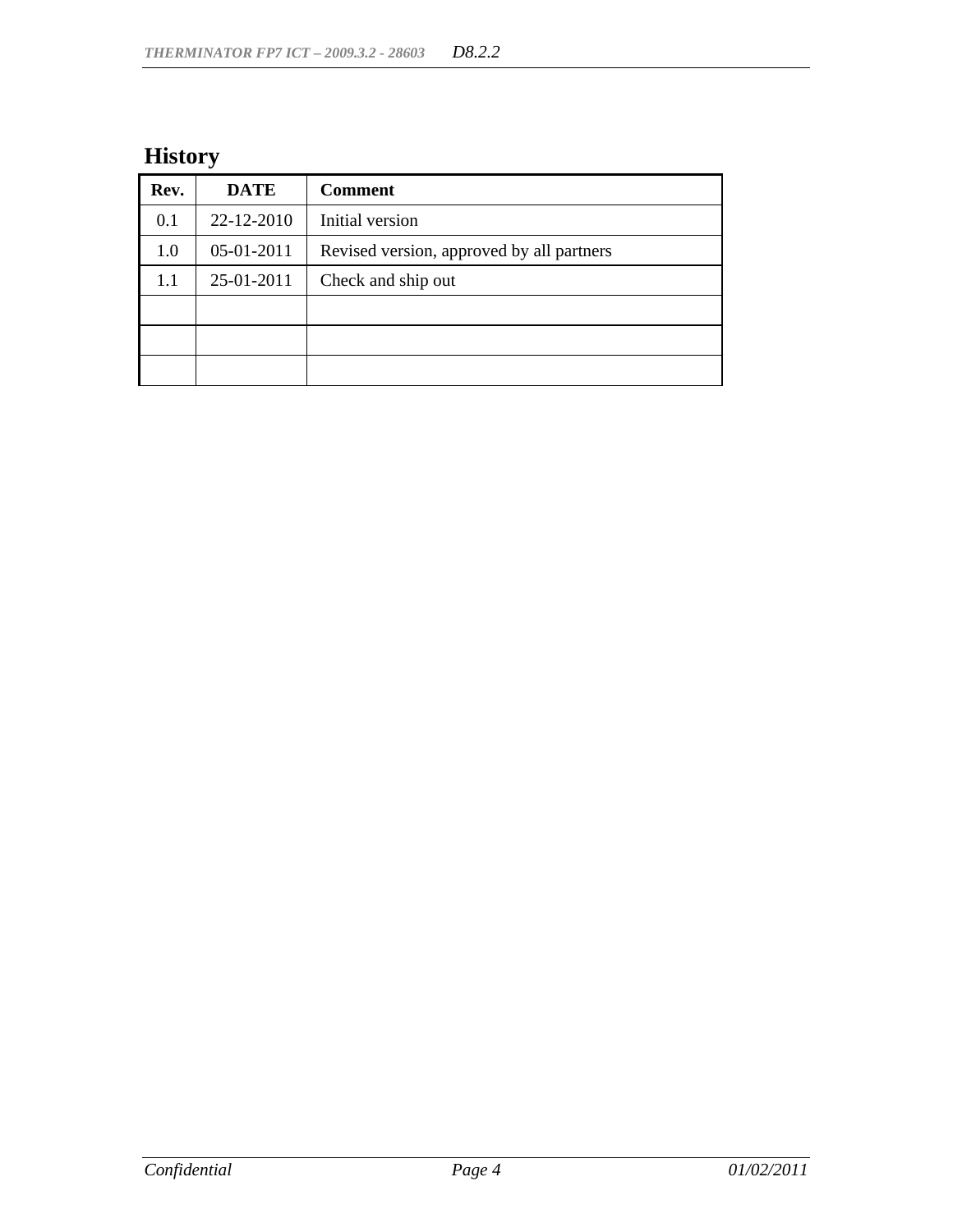# History

| Rev. | DATE | Comment |
| --- | --- | --- |
| 0.1 | 22-12-2010 | Initial version |
| 1.0 | 05-01-2011 | Revised version, approved by all partners |
| 1.1 | 25-01-2011 | Check and ship out |
| | | |
| | | |
| | | |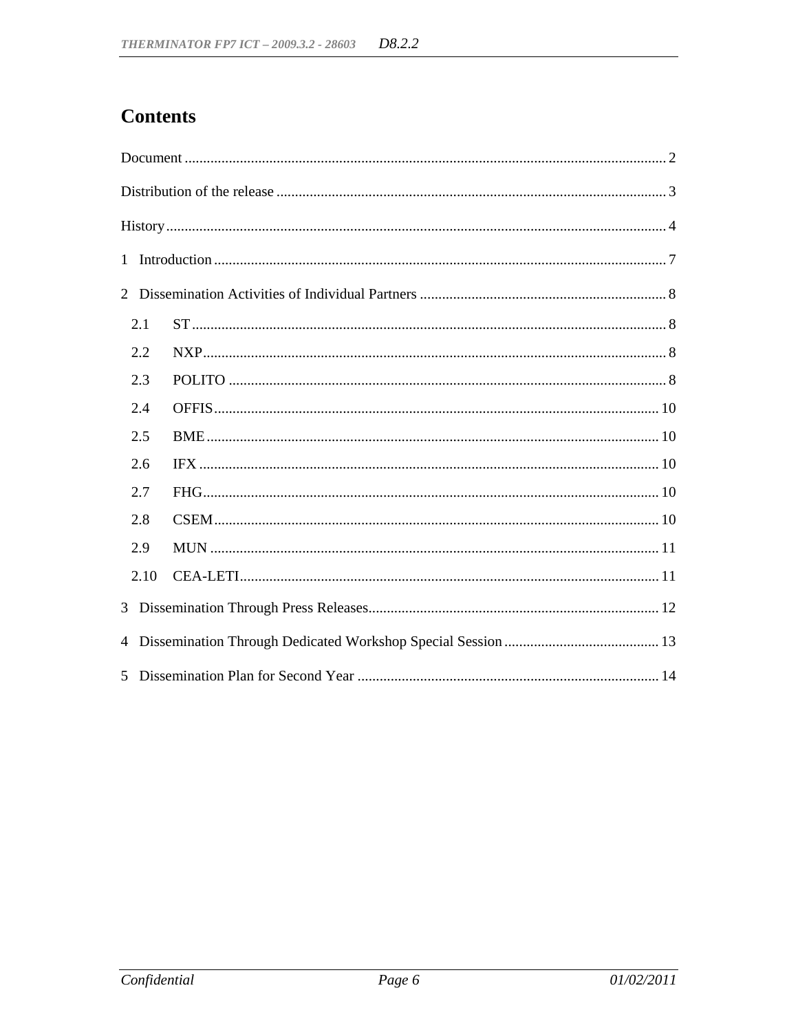# Contents

Document ................................................................................................................................ 2

Distribution of the release ........................................................................................................ 3

History ...................................................................................................................................... 4

1 Introduction ......................................................................................................................... 7

2 Dissemination Activities of Individual Partners .................................................................. 8

- 2.1 ST ................................................................................................................................ 8
- 2.2 NXP ............................................................................................................................. 8
- 2.3 POLITO ...................................................................................................................... 8
- 2.4 OFFIS ........................................................................................................................ 10
- 2.5 BME .......................................................................................................................... 10
- 2.6 IFX ............................................................................................................................ 10
- 2.7 FHG ........................................................................................................................... 10
- 2.8 CSEM ........................................................................................................................ 10
- 2.9 MUN ......................................................................................................................... 11
- 2.10 CEA-LETI ................................................................................................................. 11

3 Dissemination Through Press Releases .............................................................................. 12

4 Dissemination Through Dedicated Workshop Special Session .......................................... 13

5 Dissemination Plan for Second Year ................................................................................. 14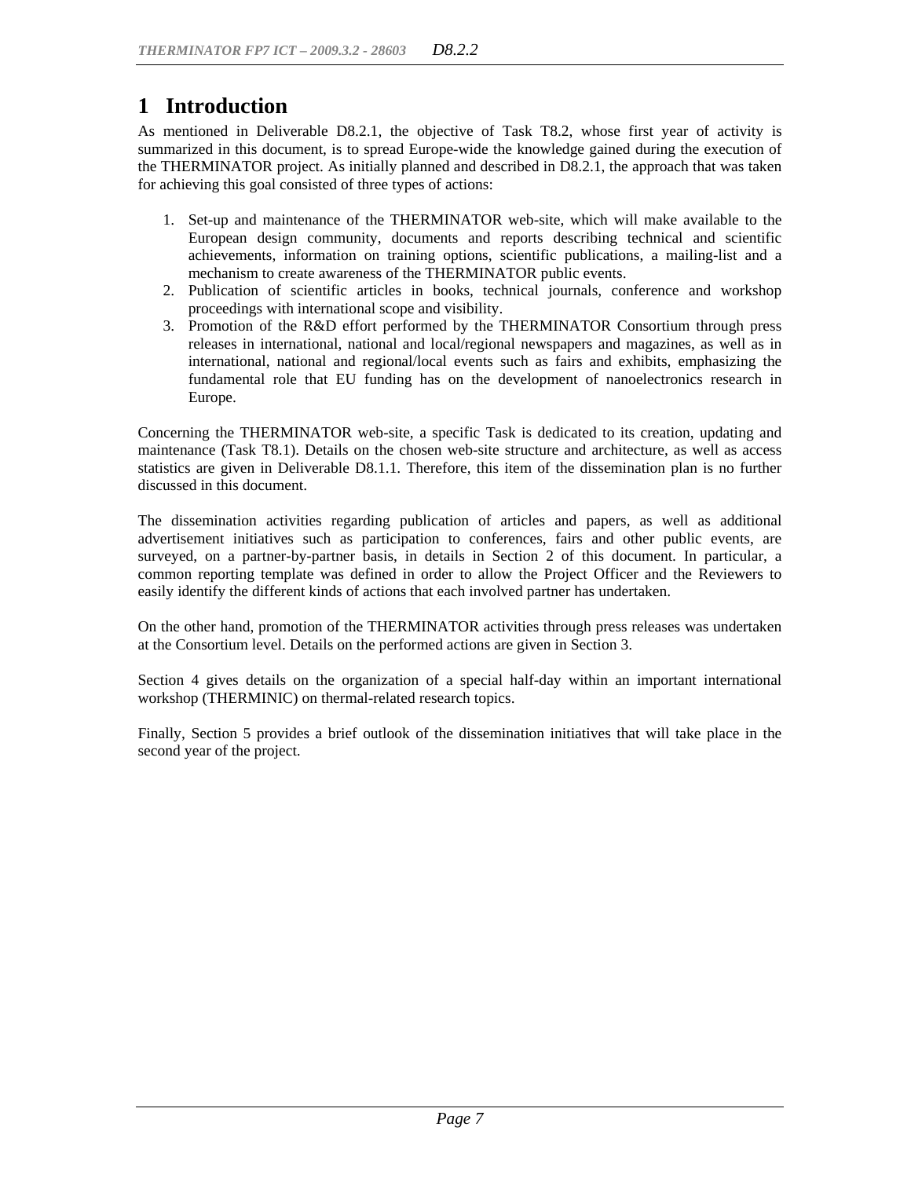# 1 Introduction

As mentioned in Deliverable D8.2.1, the objective of Task T8.2, whose first year of activity is summarized in this document, is to spread Europe-wide the knowledge gained during the execution of the THERMINATOR project. As initially planned and described in D8.2.1, the approach that was taken for achieving this goal consisted of three types of actions:

1. Set-up and maintenance of the THERMINATOR web-site, which will make available to the European design community, documents and reports describing technical and scientific achievements, information on training options, scientific publications, a mailing-list and a mechanism to create awareness of the THERMINATOR public events.
2. Publication of scientific articles in books, technical journals, conference and workshop proceedings with international scope and visibility.
3. Promotion of the R&D effort performed by the THERMINATOR Consortium through press releases in international, national and local/regional newspapers and magazines, as well as in international, national and regional/local events such as fairs and exhibits, emphasizing the fundamental role that EU funding has on the development of nanoelectronics research in Europe.

Concerning the THERMINATOR web-site, a specific Task is dedicated to its creation, updating and maintenance (Task T8.1). Details on the chosen web-site structure and architecture, as well as access statistics are given in Deliverable D8.1.1. Therefore, this item of the dissemination plan is no further discussed in this document.

The dissemination activities regarding publication of articles and papers, as well as additional advertisement initiatives such as participation to conferences, fairs and other public events, are surveyed, on a partner-by-partner basis, in details in Section 2 of this document. In particular, a common reporting template was defined in order to allow the Project Officer and the Reviewers to easily identify the different kinds of actions that each involved partner has undertaken.

On the other hand, promotion of the THERMINATOR activities through press releases was undertaken at the Consortium level. Details on the performed actions are given in Section 3.

Section 4 gives details on the organization of a special half-day within an important international workshop (THERMINIC) on thermal-related research topics.

Finally, Section 5 provides a brief outlook of the dissemination initiatives that will take place in the second year of the project.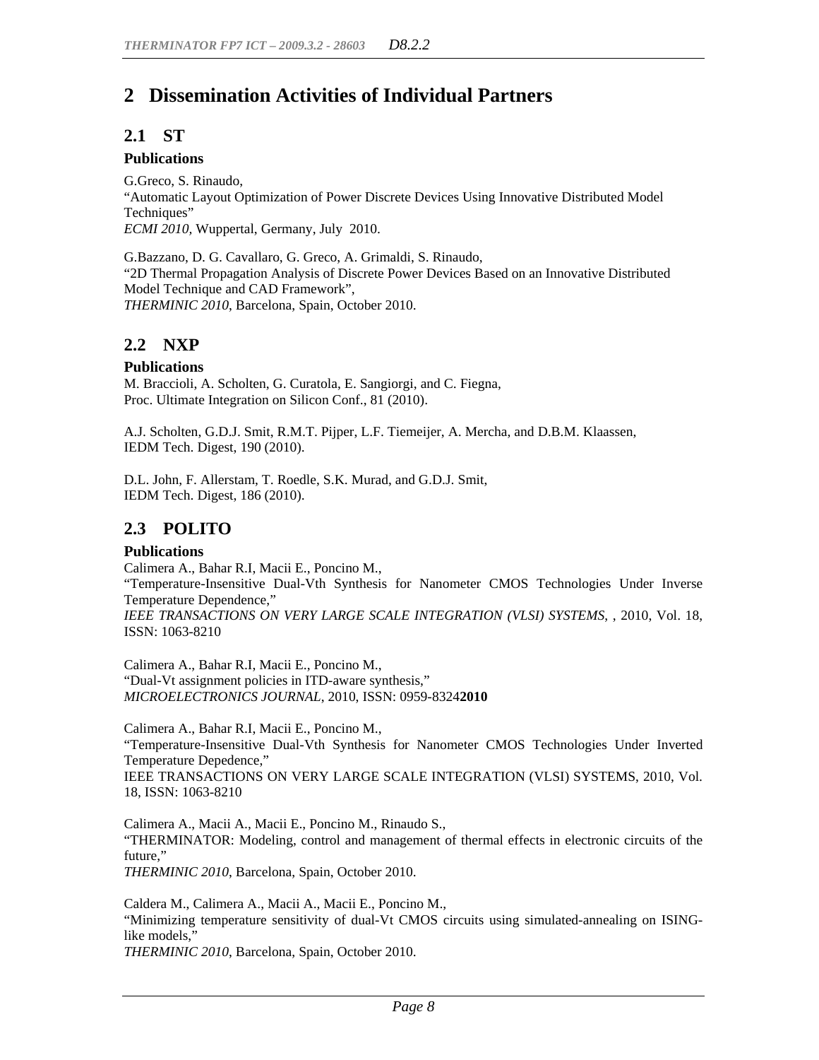# 2 Dissemination Activities of Individual Partners

## 2.1 ST

### Publications

G.Greco, S. Rinaudo,
"Automatic Layout Optimization of Power Discrete Devices Using Innovative Distributed Model Techniques"
*ECMI 2010,* Wuppertal, Germany, July 2010.

G.Bazzano, D. G. Cavallaro, G. Greco, A. Grimaldi, S. Rinaudo,
"2D Thermal Propagation Analysis of Discrete Power Devices Based on an Innovative Distributed Model Technique and CAD Framework",
*THERMINIC 2010*, Barcelona, Spain, October 2010.

## 2.2 NXP

### Publications

M. Braccioli, A. Scholten, G. Curatola, E. Sangiorgi, and C. Fiegna,
Proc. Ultimate Integration on Silicon Conf., 81 (2010).

A.J. Scholten, G.D.J. Smit, R.M.T. Pijper, L.F. Tiemeijer, A. Mercha, and D.B.M. Klaassen,
IEDM Tech. Digest, 190 (2010).

D.L. John, F. Allerstam, T. Roedle, S.K. Murad, and G.D.J. Smit,
IEDM Tech. Digest, 186 (2010).

## 2.3 POLITO

### Publications

Calimera A., Bahar R.I, Macii E., Poncino M.,
"Temperature-Insensitive Dual-Vth Synthesis for Nanometer CMOS Technologies Under Inverse Temperature Dependence,"
*IEEE TRANSACTIONS ON VERY LARGE SCALE INTEGRATION (VLSI) SYSTEMS*, , 2010, Vol. 18, ISSN: 1063-8210

Calimera A., Bahar R.I, Macii E., Poncino M.,
"Dual-Vt assignment policies in ITD-aware synthesis,"
*MICROELECTRONICS JOURNAL*, 2010, ISSN: 0959-8324**2010**

Calimera A., Bahar R.I, Macii E., Poncino M.,
"Temperature-Insensitive Dual-Vth Synthesis for Nanometer CMOS Technologies Under Inverted Temperature Depedence,"
IEEE TRANSACTIONS ON VERY LARGE SCALE INTEGRATION (VLSI) SYSTEMS, 2010, Vol. 18, ISSN: 1063-8210

Calimera A., Macii A., Macii E., Poncino M., Rinaudo S.,
"THERMINATOR: Modeling, control and management of thermal effects in electronic circuits of the future,"
*THERMINIC 2010*, Barcelona, Spain, October 2010.

Caldera M., Calimera A., Macii A., Macii E., Poncino M.,
"Minimizing temperature sensitivity of dual-Vt CMOS circuits using simulated-annealing on ISING-like models,"
*THERMINIC 2010*, Barcelona, Spain, October 2010.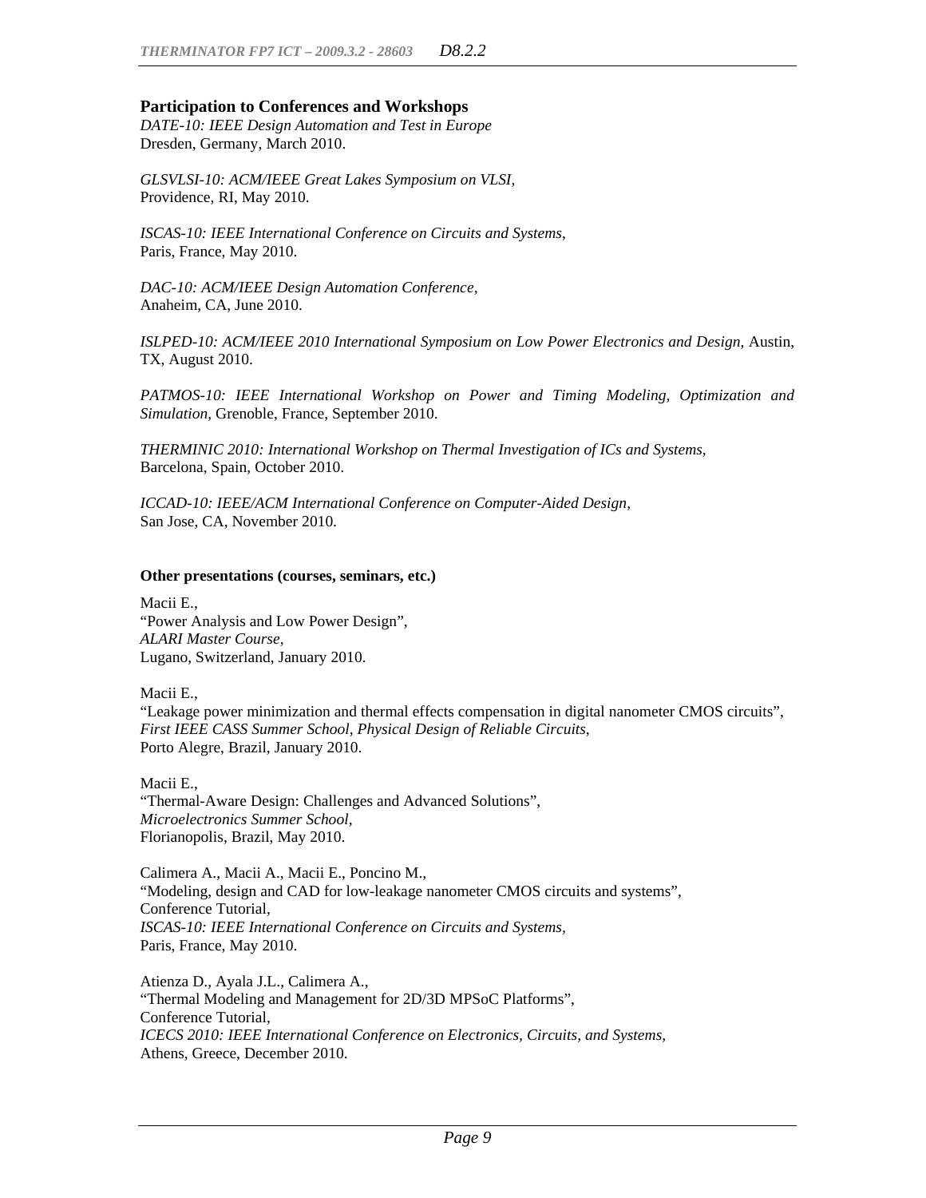### Participation to Conferences and Workshops

*DATE-10: IEEE Design Automation and Test in Europe*
Dresden, Germany, March 2010.

*GLSVLSI-10: ACM/IEEE Great Lakes Symposium on VLSI*,
Providence, RI, May 2010.

*ISCAS-10: IEEE International Conference on Circuits and Systems*,
Paris, France, May 2010.

*DAC-10: ACM/IEEE Design Automation Conference*,
Anaheim, CA, June 2010.

*ISLPED-10: ACM/IEEE 2010 International Symposium on Low Power Electronics and Design*, Austin, TX, August 2010.

*PATMOS-10: IEEE International Workshop on Power and Timing Modeling, Optimization and Simulation*, Grenoble, France, September 2010.

*THERMINIC 2010: International Workshop on Thermal Investigation of ICs and Systems*,
Barcelona, Spain, October 2010.

*ICCAD-10: IEEE/ACM International Conference on Computer-Aided Design*,
San Jose, CA, November 2010.

**Other presentations (courses, seminars, etc.)**

Macii E.,
"Power Analysis and Low Power Design",
*ALARI Master Course*,
Lugano, Switzerland, January 2010.

Macii E.,
"Leakage power minimization and thermal effects compensation in digital nanometer CMOS circuits",
*First IEEE CASS Summer School, Physical Design of Reliable Circuits*,
Porto Alegre, Brazil, January 2010.

Macii E.,
"Thermal-Aware Design: Challenges and Advanced Solutions",
*Microelectronics Summer School*,
Florianopolis, Brazil, May 2010.

Calimera A., Macii A., Macii E., Poncino M.,
"Modeling, design and CAD for low-leakage nanometer CMOS circuits and systems",
Conference Tutorial,
*ISCAS-10: IEEE International Conference on Circuits and Systems*,
Paris, France, May 2010.

Atienza D., Ayala J.L., Calimera A.,
"Thermal Modeling and Management for 2D/3D MPSoC Platforms",
Conference Tutorial,
*ICECS 2010: IEEE International Conference on Electronics, Circuits, and Systems*,
Athens, Greece, December 2010.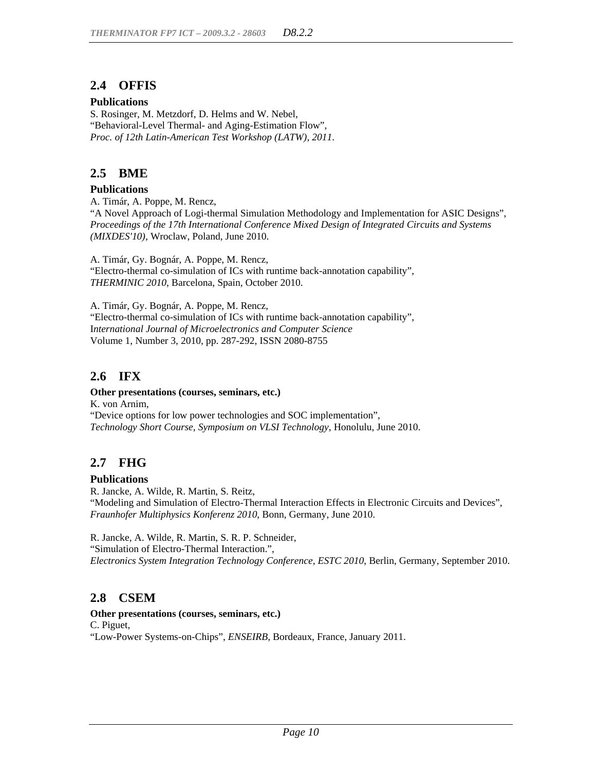## 2.4 OFFIS

**Publications**

S. Rosinger, M. Metzdorf, D. Helms and W. Nebel,
"Behavioral-Level Thermal- and Aging-Estimation Flow",
*Proc. of 12th Latin-American Test Workshop (LATW), 2011.*

## 2.5 BME

**Publications**

A. Timár, A. Poppe, M. Rencz,
"A Novel Approach of Logi-thermal Simulation Methodology and Implementation for ASIC Designs", *Proceedings of the 17th International Conference Mixed Design of Integrated Circuits and Systems (MIXDES'10)*, Wroclaw, Poland, June 2010.

A. Timár, Gy. Bognár, A. Poppe, M. Rencz,
"Electro-thermal co-simulation of ICs with runtime back-annotation capability",
*THERMINIC 2010*, Barcelona, Spain, October 2010.

A. Timár, Gy. Bognár, A. Poppe, M. Rencz,
"Electro-thermal co-simulation of ICs with runtime back-annotation capability",
I*nternational Journal of Microelectronics and Computer Science*
Volume 1, Number 3, 2010, pp. 287-292, ISSN 2080-8755

## 2.6 IFX

**Other presentations (courses, seminars, etc.)**

K. von Arnim,
"Device options for low power technologies and SOC implementation",
*Technology Short Course, Symposium on VLSI Technology*, Honolulu, June 2010.

## 2.7 FHG

**Publications**

R. Jancke, A. Wilde, R. Martin, S. Reitz,
"Modeling and Simulation of Electro-Thermal Interaction Effects in Electronic Circuits and Devices", *Fraunhofer Multiphysics Konferenz 2010*, Bonn, Germany, June 2010.

R. Jancke, A. Wilde, R. Martin, S. R. P. Schneider,
"Simulation of Electro-Thermal Interaction.",
*Electronics System Integration Technology Conference, ESTC 2010*, Berlin, Germany, September 2010.

## 2.8 CSEM

**Other presentations (courses, seminars, etc.)**

C. Piguet,
"Low-Power Systems-on-Chips", *ENSEIRB*, Bordeaux, France, January 2011.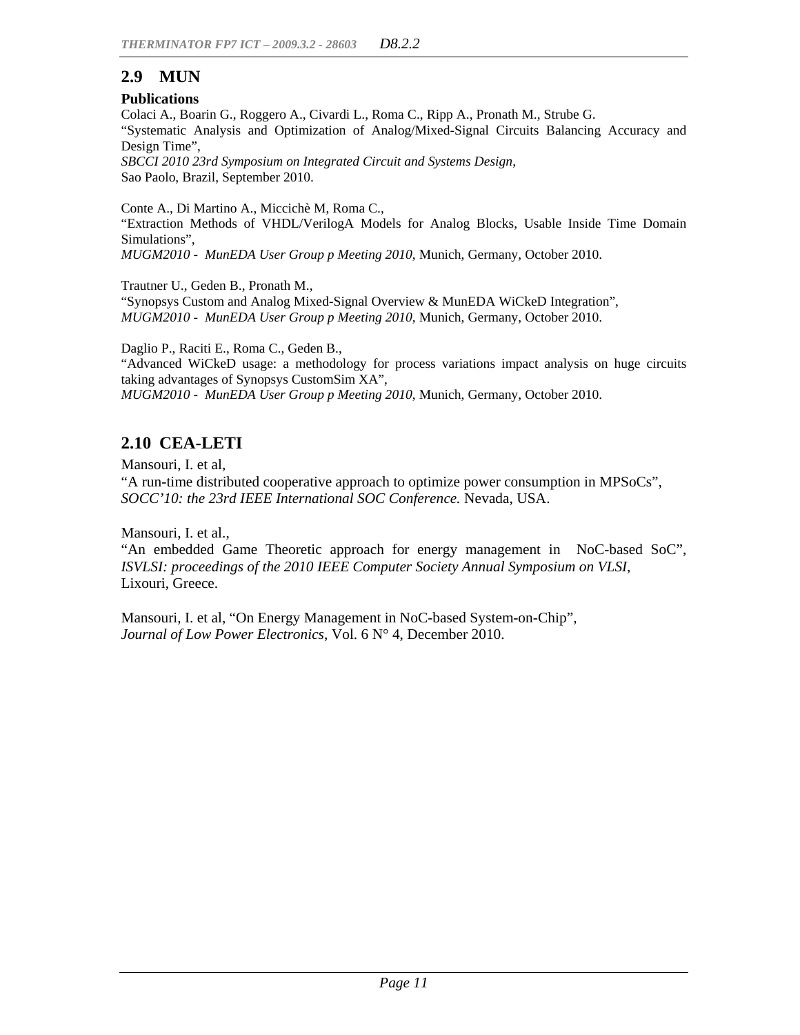## 2.9 MUN

**Publications**

Colaci A., Boarin G., Roggero A., Civardi L., Roma C., Ripp A., Pronath M., Strube G.
"Systematic Analysis and Optimization of Analog/Mixed-Signal Circuits Balancing Accuracy and Design Time",
*SBCCI 2010 23rd Symposium on Integrated Circuit and Systems Design*,
Sao Paolo, Brazil, September 2010.

Conte A., Di Martino A., Micciché M, Roma C.,
"Extraction Methods of VHDL/VerilogA Models for Analog Blocks, Usable Inside Time Domain Simulations",
*MUGM2010 - MunEDA User Group p Meeting 2010*, Munich, Germany, October 2010.

Trautner U., Geden B., Pronath M.,
"Synopsys Custom and Analog Mixed-Signal Overview & MunEDA WiCkeD Integration",
*MUGM2010 - MunEDA User Group p Meeting 2010*, Munich, Germany, October 2010.

Daglio P., Raciti E., Roma C., Geden B.,
"Advanced WiCkeD usage: a methodology for process variations impact analysis on huge circuits taking advantages of Synopsys CustomSim XA",
*MUGM2010 - MunEDA User Group p Meeting 2010*, Munich, Germany, October 2010.

## 2.10 CEA-LETI

Mansouri, I. et al,
"A run-time distributed cooperative approach to optimize power consumption in MPSoCs",
*SOCC'10: the 23rd IEEE International SOC Conference.* Nevada, USA.

Mansouri, I. et al.,
"An embedded Game Theoretic approach for energy management in NoC-based SoC",
*ISVLSI: proceedings of the 2010 IEEE Computer Society Annual Symposium on VLSI*,
Lixouri, Greece.

Mansouri, I. et al, "On Energy Management in NoC-based System-on-Chip",
*Journal of Low Power Electronics*, Vol. 6 N° 4, December 2010.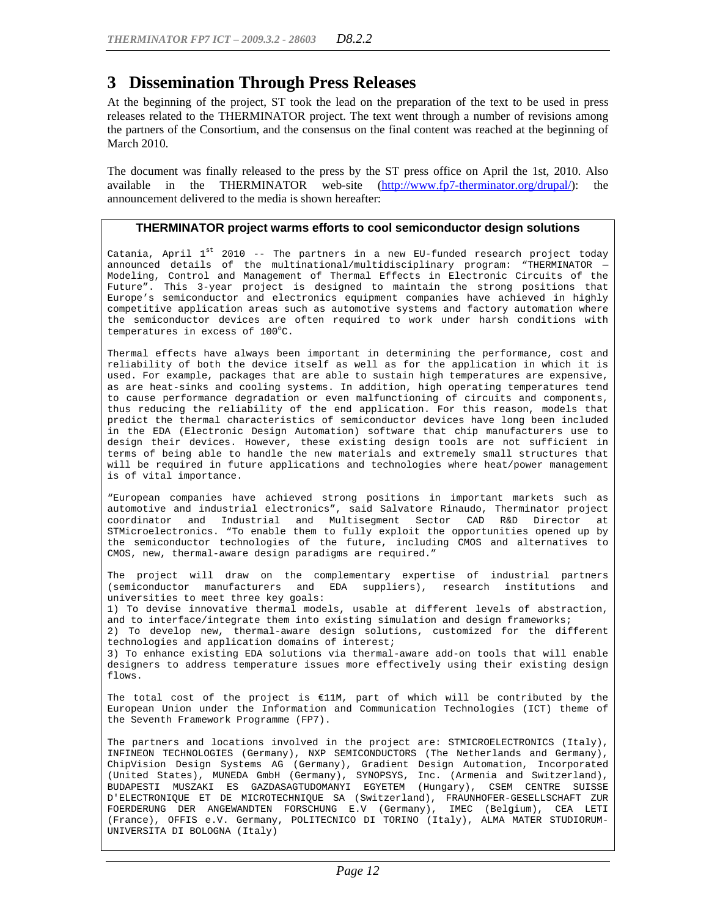# 3 Dissemination Through Press Releases

At the beginning of the project, ST took the lead on the preparation of the text to be used in press releases related to the THERMINATOR project. The text went through a number of revisions among the partners of the Consortium, and the consensus on the final content was reached at the beginning of March 2010.

The document was finally released to the press by the ST press office on April the 1st, 2010. Also available in the THERMINATOR web-site (http://www.fp7-therminator.org/drupal/): the announcement delivered to the media is shown hereafter:

**THERMINATOR project warms efforts to cool semiconductor design solutions**

Catania, April 1st 2010 -- The partners in a new EU-funded research project today announced details of the multinational/multidisciplinary program: "THERMINATOR – Modeling, Control and Management of Thermal Effects in Electronic Circuits of the Future". This 3-year project is designed to maintain the strong positions that Europe's semiconductor and electronics equipment companies have achieved in highly competitive application areas such as automotive systems and factory automation where the semiconductor devices are often required to work under harsh conditions with temperatures in excess of 100°C.

Thermal effects have always been important in determining the performance, cost and reliability of both the device itself as well as for the application in which it is used. For example, packages that are able to sustain high temperatures are expensive, as are heat-sinks and cooling systems. In addition, high operating temperatures tend to cause performance degradation or even malfunctioning of circuits and components, thus reducing the reliability of the end application. For this reason, models that predict the thermal characteristics of semiconductor devices have long been included in the EDA (Electronic Design Automation) software that chip manufacturers use to design their devices. However, these existing design tools are not sufficient in terms of being able to handle the new materials and extremely small structures that will be required in future applications and technologies where heat/power management is of vital importance.

"European companies have achieved strong positions in important markets such as automotive and industrial electronics", said Salvatore Rinaudo, Therminator project coordinator and Industrial and Multisegment Sector CAD R&D Director at STMicroelectronics. "To enable them to fully exploit the opportunities opened up by the semiconductor technologies of the future, including CMOS and alternatives to CMOS, new, thermal-aware design paradigms are required."

The project will draw on the complementary expertise of industrial partners (semiconductor manufacturers and EDA suppliers), research institutions and universities to meet three key goals:

1) To devise innovative thermal models, usable at different levels of abstraction, and to interface/integrate them into existing simulation and design frameworks;
2) To develop new, thermal-aware design solutions, customized for the different technologies and application domains of interest;
3) To enhance existing EDA solutions via thermal-aware add-on tools that will enable designers to address temperature issues more effectively using their existing design flows.

The total cost of the project is €11M, part of which will be contributed by the European Union under the Information and Communication Technologies (ICT) theme of the Seventh Framework Programme (FP7).

The partners and locations involved in the project are: STMICROELECTRONICS (Italy), INFINEON TECHNOLOGIES (Germany), NXP SEMICONDUCTORS (The Netherlands and Germany), ChipVision Design Systems AG (Germany), Gradient Design Automation, Incorporated (United States), MUNEDA GmbH (Germany), SYNOPSYS, Inc. (Armenia and Switzerland), BUDAPESTI MUSZAKI ES GAZDASAGTUDOMANYI EGYETEM (Hungary), CSEM CENTRE SUISSE D'ELECTRONIQUE ET DE MICROTECHNIQUE SA (Switzerland), FRAUNHOFER-GESELLSCHAFT ZUR FOERDERUNG DER ANGEWANDTEN FORSCHUNG E.V (Germany), IMEC (Belgium), CEA LETI (France), OFFIS e.V. Germany, POLITECNICO DI TORINO (Italy), ALMA MATER STUDIORUM-UNIVERSITA DI BOLOGNA (Italy)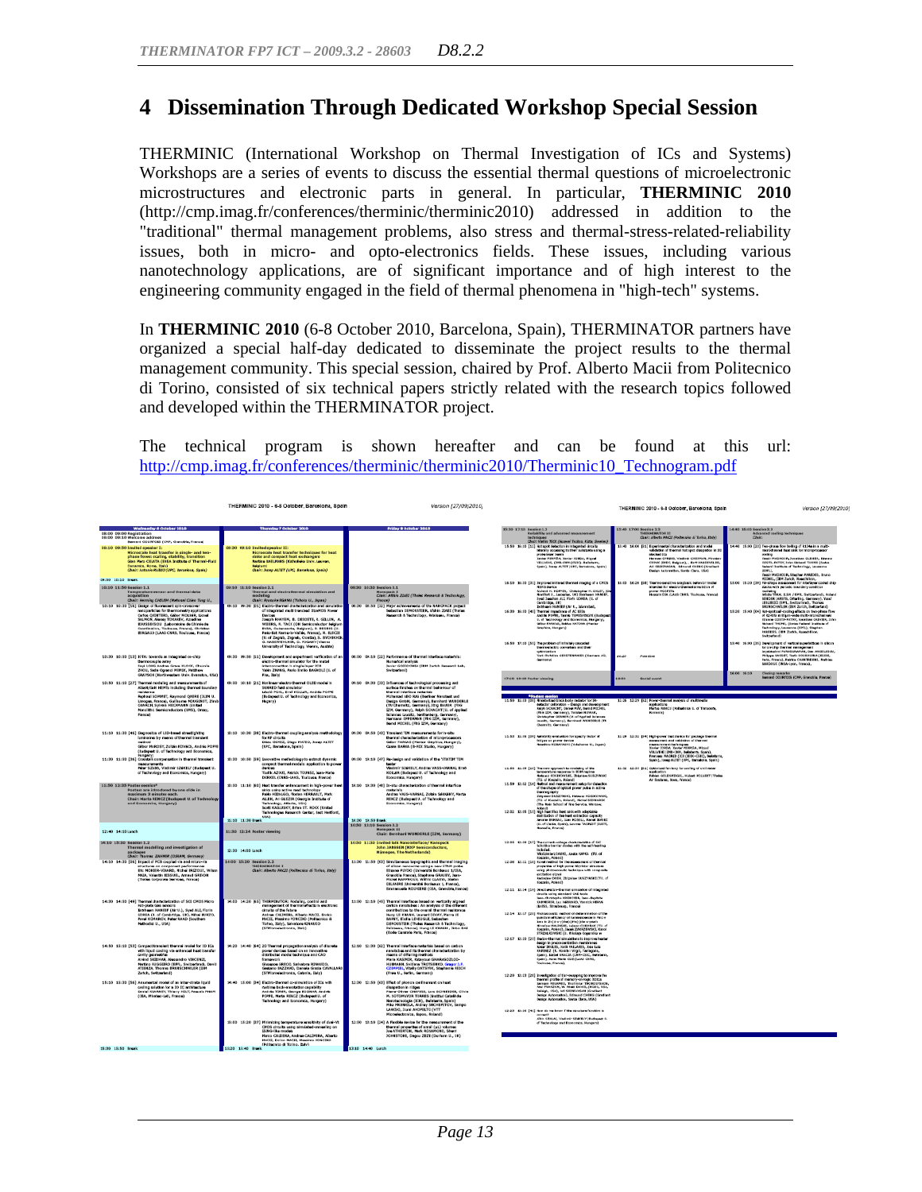# 4 Dissemination Through Dedicated Workshop Special Session

THERMINIC (International Workshop on Thermal Investigation of ICs and Systems) Workshops are a series of events to discuss the essential thermal questions of microelectronic microstructures and electronic parts in general. In particular, **THERMINIC 2010** (http://cmp.imag.fr/conferences/therminic/therminic2010) addressed in addition to the "traditional" thermal management problems, also stress and thermal-stress-related-reliability issues, both in micro- and opto-electronics fields. These issues, including various nanotechnology applications, are of significant importance and of high interest to the engineering community engaged in the field of thermal phenomena in "high-tech" systems.

In **THERMINIC 2010** (6-8 October 2010, Barcelona, Spain), THERMINATOR partners have organized a special half-day dedicated to disseminate the project results to the thermal management community. This special session, chaired by Prof. Alberto Macii from Politecnico di Torino, consisted of six technical papers strictly related with the research topics followed and developed within the THERMINATOR project.

The technical program is shown hereafter and can be found at this url: http://cmp.imag.fr/conferences/therminic/therminic2010/Therminic10_Technogram.pdf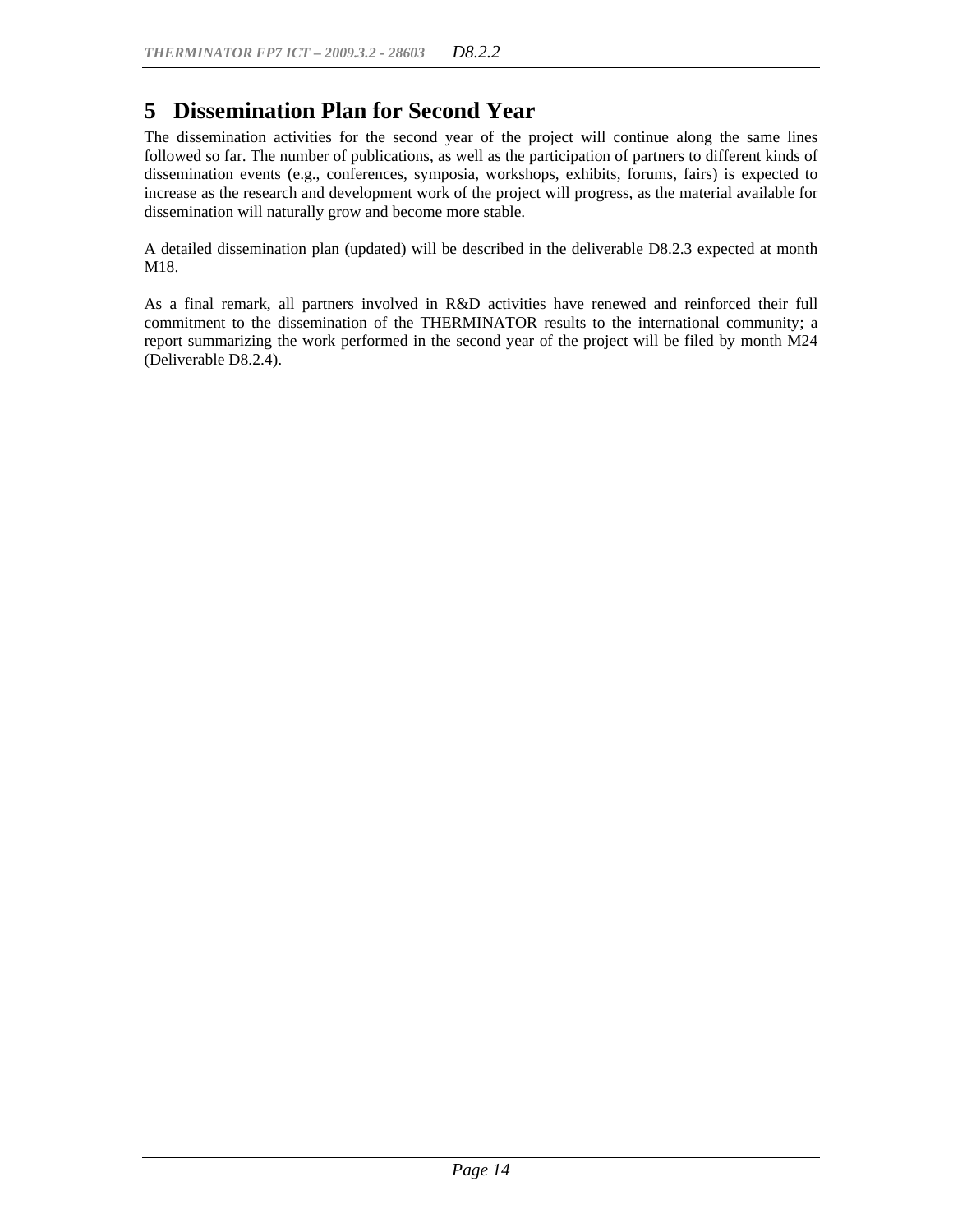# 5 Dissemination Plan for Second Year

The dissemination activities for the second year of the project will continue along the same lines followed so far. The number of publications, as well as the participation of partners to different kinds of dissemination events (e.g., conferences, symposia, workshops, exhibits, forums, fairs) is expected to increase as the research and development work of the project will progress, as the material available for dissemination will naturally grow and become more stable.

A detailed dissemination plan (updated) will be described in the deliverable D8.2.3 expected at month M18.

As a final remark, all partners involved in R&D activities have renewed and reinforced their full commitment to the dissemination of the THERMINATOR results to the international community; a report summarizing the work performed in the second year of the project will be filed by month M24 (Deliverable D8.2.4).